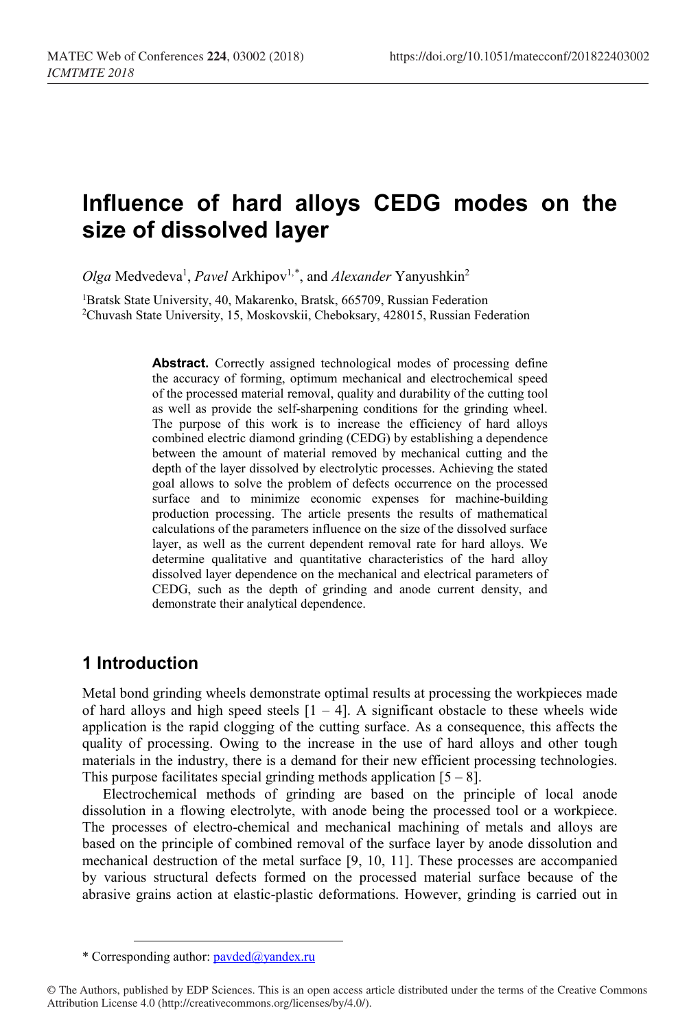# Influence of hard alloys CEDG modes on the size of dissolved layer

*Olga* Medvedeva[1], *Pavel* Arkhipov[1,*], and *Alexander* Yanyushkin[2]

[1]Bratsk State University, 40, Makarenko, Bratsk, 665709, Russian Federation
[2]Chuvash State University, 15, Moskovskii, Cheboksary, 428015, Russian Federation

**Abstract.** Correctly assigned technological modes of processing define the accuracy of forming, optimum mechanical and electrochemical speed of the processed material removal, quality and durability of the cutting tool as well as provide the self-sharpening conditions for the grinding wheel. The purpose of this work is to increase the efficiency of hard alloys combined electric diamond grinding (CEDG) by establishing a dependence between the amount of material removed by mechanical cutting and the depth of the layer dissolved by electrolytic processes. Achieving the stated goal allows to solve the problem of defects occurrence on the processed surface and to minimize economic expenses for machine-building production processing. The article presents the results of mathematical calculations of the parameters influence on the size of the dissolved surface layer, as well as the current dependent removal rate for hard alloys. We determine qualitative and quantitative characteristics of the hard alloy dissolved layer dependence on the mechanical and electrical parameters of CEDG, such as the depth of grinding and anode current density, and demonstrate their analytical dependence.

## 1 Introduction

Metal bond grinding wheels demonstrate optimal results at processing the workpieces made of hard alloys and high speed steels [1 – 4]. A significant obstacle to these wheels wide application is the rapid clogging of the cutting surface. As a consequence, this affects the quality of processing. Owing to the increase in the use of hard alloys and other tough materials in the industry, there is a demand for their new efficient processing technologies. This purpose facilitates special grinding methods application [5 – 8].

Electrochemical methods of grinding are based on the principle of local anode dissolution in a flowing electrolyte, with anode being the processed tool or a workpiece. The processes of electro-chemical and mechanical machining of metals and alloys are based on the principle of combined removal of the surface layer by anode dissolution and mechanical destruction of the metal surface [9, 10, 11]. These processes are accompanied by various structural defects formed on the processed material surface because of the abrasive grains action at elastic-plastic deformations. However, grinding is carried out in

* Corresponding author: pavded@yandex.ru

© The Authors, published by EDP Sciences. This is an open access article distributed under the terms of the Creative Commons Attribution License 4.0 (http://creativecommons.org/licenses/by/4.0/).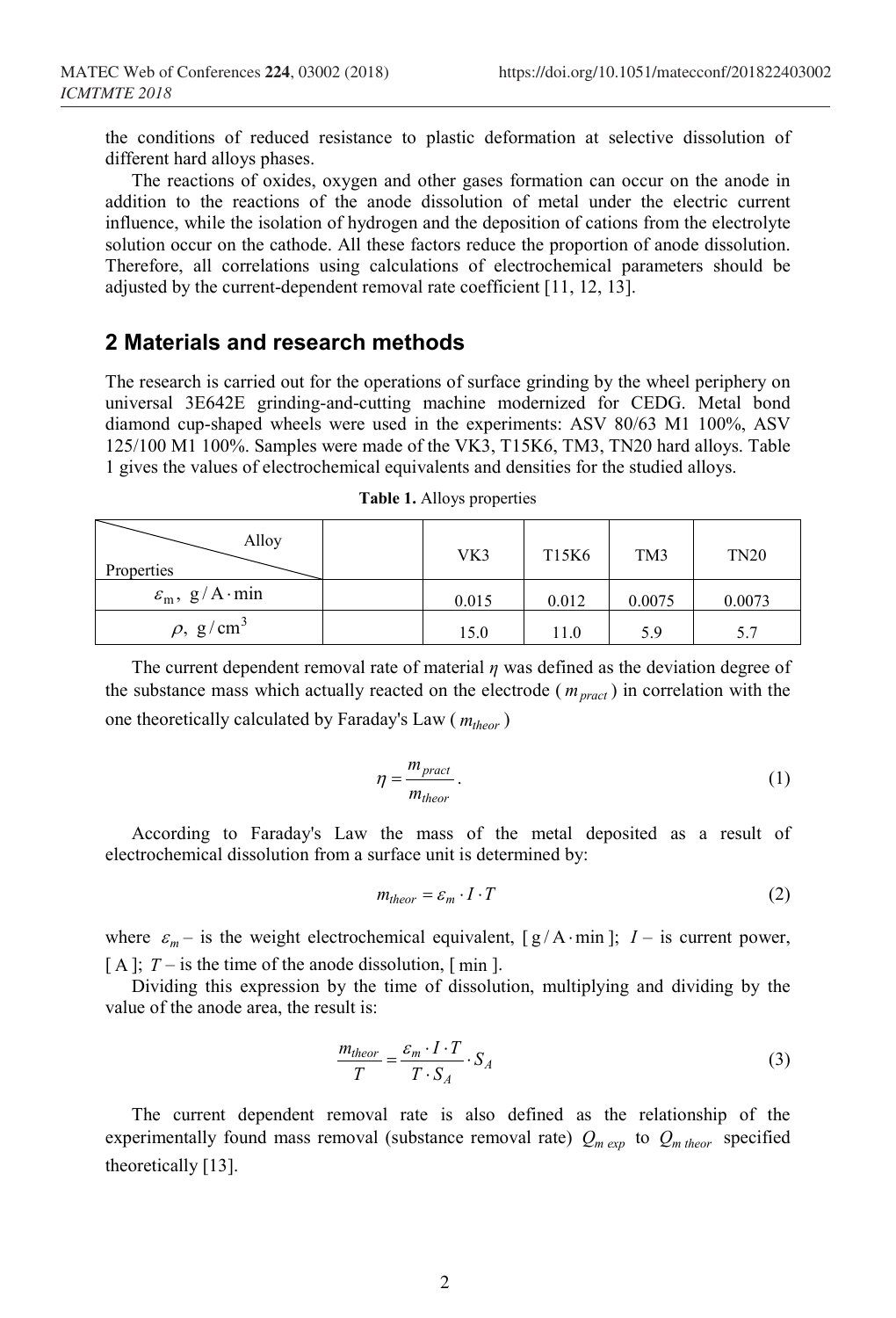the conditions of reduced resistance to plastic deformation at selective dissolution of different hard alloys phases.

The reactions of oxides, oxygen and other gases formation can occur on the anode in addition to the reactions of the anode dissolution of metal under the electric current influence, while the isolation of hydrogen and the deposition of cations from the electrolyte solution occur on the cathode. All these factors reduce the proportion of anode dissolution. Therefore, all correlations using calculations of electrochemical parameters should be adjusted by the current-dependent removal rate coefficient [11, 12, 13].

## 2 Materials and research methods

The research is carried out for the operations of surface grinding by the wheel periphery on universal 3E642E grinding-and-cutting machine modernized for CEDG. Metal bond diamond cup-shaped wheels were used in the experiments: ASV 80/63 M1 100%, ASV 125/100 M1 100%. Samples were made of the VK3, T15K6, TM3, TN20 hard alloys. Table 1 gives the values of electrochemical equivalents and densities for the studied alloys.

**Table 1.** Alloys properties

| Properties \ Alloy | | VK3 | T15K6 | TM3 | TN20 |
|---|---|---|---|---|---|
| $\varepsilon_m$, $g/A\cdot min$ | | 0.015 | 0.012 | 0.0075 | 0.0073 |
| $\rho$, $g/cm^3$ | | 15.0 | 11.0 | 5.9 | 5.7 |

The current dependent removal rate of material *η* was defined as the deviation degree of the substance mass which actually reacted on the electrode ($m_{pract}$) in correlation with the one theoretically calculated by Faraday's Law ($m_{theor}$)

$$\eta = \frac{m_{pract}}{m_{theor}}. \tag{1}$$

According to Faraday's Law the mass of the metal deposited as a result of electrochemical dissolution from a surface unit is determined by:

$$m_{theor} = \varepsilon_m \cdot I \cdot T \tag{2}$$

where $\varepsilon_m$ – is the weight electrochemical equivalent, $[g/A\cdot min]$; $I$ – is current power, $[A]$; $T$ – is the time of the anode dissolution, $[min]$.

Dividing this expression by the time of dissolution, multiplying and dividing by the value of the anode area, the result is:

$$\frac{m_{theor}}{T} = \frac{\varepsilon_m \cdot I \cdot T}{T \cdot S_A} \cdot S_A \tag{3}$$

The current dependent removal rate is also defined as the relationship of the experimentally found mass removal (substance removal rate) $Q_{m\,exp}$ to $Q_{m\,theor}$ specified theoretically [13].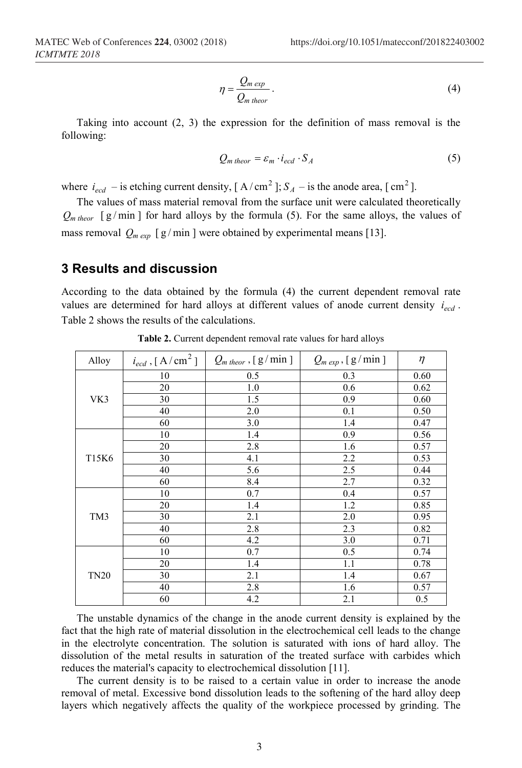$$\eta = \frac{Q_{m\,exp}}{Q_{m\,theor}}. \quad (4)$$

Taking into account (2, 3) the expression for the definition of mass removal is the following:

$$Q_{m\,theor} = \varepsilon_m \cdot i_{ecd} \cdot S_A \quad (5)$$

where $i_{ecd}$ – is etching current density, [ $A/cm^2$ ]; $S_A$ – is the anode area, [ $cm^2$ ].

The values of mass material removal from the surface unit were calculated theoretically $Q_{m\,theor}$ [ $g/min$ ] for hard alloys by the formula (5). For the same alloys, the values of mass removal $Q_{m\,exp}$ [ $g/min$ ] were obtained by experimental means [13].

## 3 Results and discussion

According to the data obtained by the formula (4) the current dependent removal rate values are determined for hard alloys at different values of anode current density $i_{ecd}$. Table 2 shows the results of the calculations.

**Table 2.** Current dependent removal rate values for hard alloys

| Alloy | $i_{ecd}$, [ $A/cm^2$ ] | $Q_{m\,theor}$, [ $g/min$ ] | $Q_{m\,exp}$, [ $g/min$ ] | $\eta$ |
|---|---|---|---|---|
| VK3 | 10 | 0.5 | 0.3 | 0.60 |
| | 20 | 1.0 | 0.6 | 0.62 |
| | 30 | 1.5 | 0.9 | 0.60 |
| | 40 | 2.0 | 0.1 | 0.50 |
| | 60 | 3.0 | 1.4 | 0.47 |
| T15K6 | 10 | 1.4 | 0.9 | 0.56 |
| | 20 | 2.8 | 1.6 | 0.57 |
| | 30 | 4.1 | 2.2 | 0.53 |
| | 40 | 5.6 | 2.5 | 0.44 |
| | 60 | 8.4 | 2.7 | 0.32 |
| TM3 | 10 | 0.7 | 0.4 | 0.57 |
| | 20 | 1.4 | 1.2 | 0.85 |
| | 30 | 2.1 | 2.0 | 0.95 |
| | 40 | 2.8 | 2.3 | 0.82 |
| | 60 | 4.2 | 3.0 | 0.71 |
| TN20 | 10 | 0.7 | 0.5 | 0.74 |
| | 20 | 1.4 | 1.1 | 0.78 |
| | 30 | 2.1 | 1.4 | 0.67 |
| | 40 | 2.8 | 1.6 | 0.57 |
| | 60 | 4.2 | 2.1 | 0.5 |

The unstable dynamics of the change in the anode current density is explained by the fact that the high rate of material dissolution in the electrochemical cell leads to the change in the electrolyte concentration. The solution is saturated with ions of hard alloy. The dissolution of the metal results in saturation of the treated surface with carbides which reduces the material's capacity to electrochemical dissolution [11].

The current density is to be raised to a certain value in order to increase the anode removal of metal. Excessive bond dissolution leads to the softening of the hard alloy deep layers which negatively affects the quality of the workpiece processed by grinding. The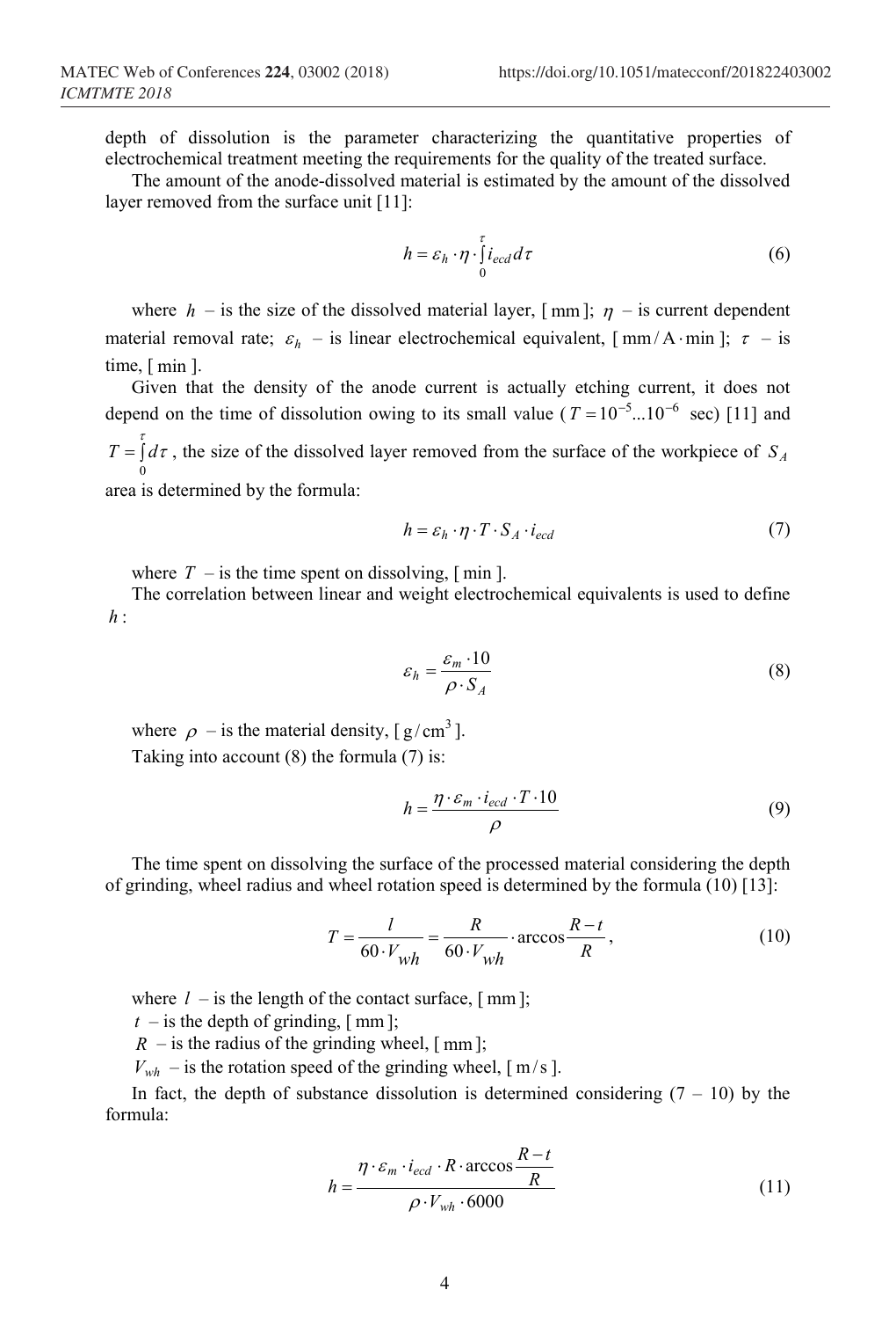depth of dissolution is the parameter characterizing the quantitative properties of electrochemical treatment meeting the requirements for the quality of the treated surface.

The amount of the anode-dissolved material is estimated by the amount of the dissolved layer removed from the surface unit [11]:

$$h = \varepsilon_h \cdot \eta \cdot \int_0^{\tau} i_{ecd} \, d\tau \tag{6}$$

where $h$ – is the size of the dissolved material layer, [mm]; $\eta$ – is current dependent material removal rate; $\varepsilon_h$ – is linear electrochemical equivalent, [$\mathrm{mm/A \cdot min}$]; $\tau$ – is time, [min].

Given that the density of the anode current is actually etching current, it does not depend on the time of dissolution owing to its small value ($T = 10^{-5}...10^{-6}$ sec) [11] and $T = \int_0^{\tau} d\tau$, the size of the dissolved layer removed from the surface of the workpiece of $S_A$ area is determined by the formula:

$$h = \varepsilon_h \cdot \eta \cdot T \cdot S_A \cdot i_{ecd} \tag{7}$$

where $T$ – is the time spent on dissolving, [min].

The correlation between linear and weight electrochemical equivalents is used to define $h$:

$$\varepsilon_h = \frac{\varepsilon_m \cdot 10}{\rho \cdot S_A} \tag{8}$$

where $\rho$ – is the material density, [$\mathrm{g/cm^3}$].

Taking into account (8) the formula (7) is:

$$h = \frac{\eta \cdot \varepsilon_m \cdot i_{ecd} \cdot T \cdot 10}{\rho} \tag{9}$$

The time spent on dissolving the surface of the processed material considering the depth of grinding, wheel radius and wheel rotation speed is determined by the formula (10) [13]:

$$T = \frac{l}{60 \cdot V_{wh}} = \frac{R}{60 \cdot V_{wh}} \cdot \arccos\frac{R-t}{R}, \tag{10}$$

where $l$ – is the length of the contact surface, [mm];

$t$ – is the depth of grinding, [mm];

$R$ – is the radius of the grinding wheel, [mm];

$V_{wh}$ – is the rotation speed of the grinding wheel, [m/s].

In fact, the depth of substance dissolution is determined considering (7 – 10) by the formula:

$$h = \frac{\eta \cdot \varepsilon_m \cdot i_{ecd} \cdot R \cdot \arccos\dfrac{R-t}{R}}{\rho \cdot V_{wh} \cdot 6000} \tag{11}$$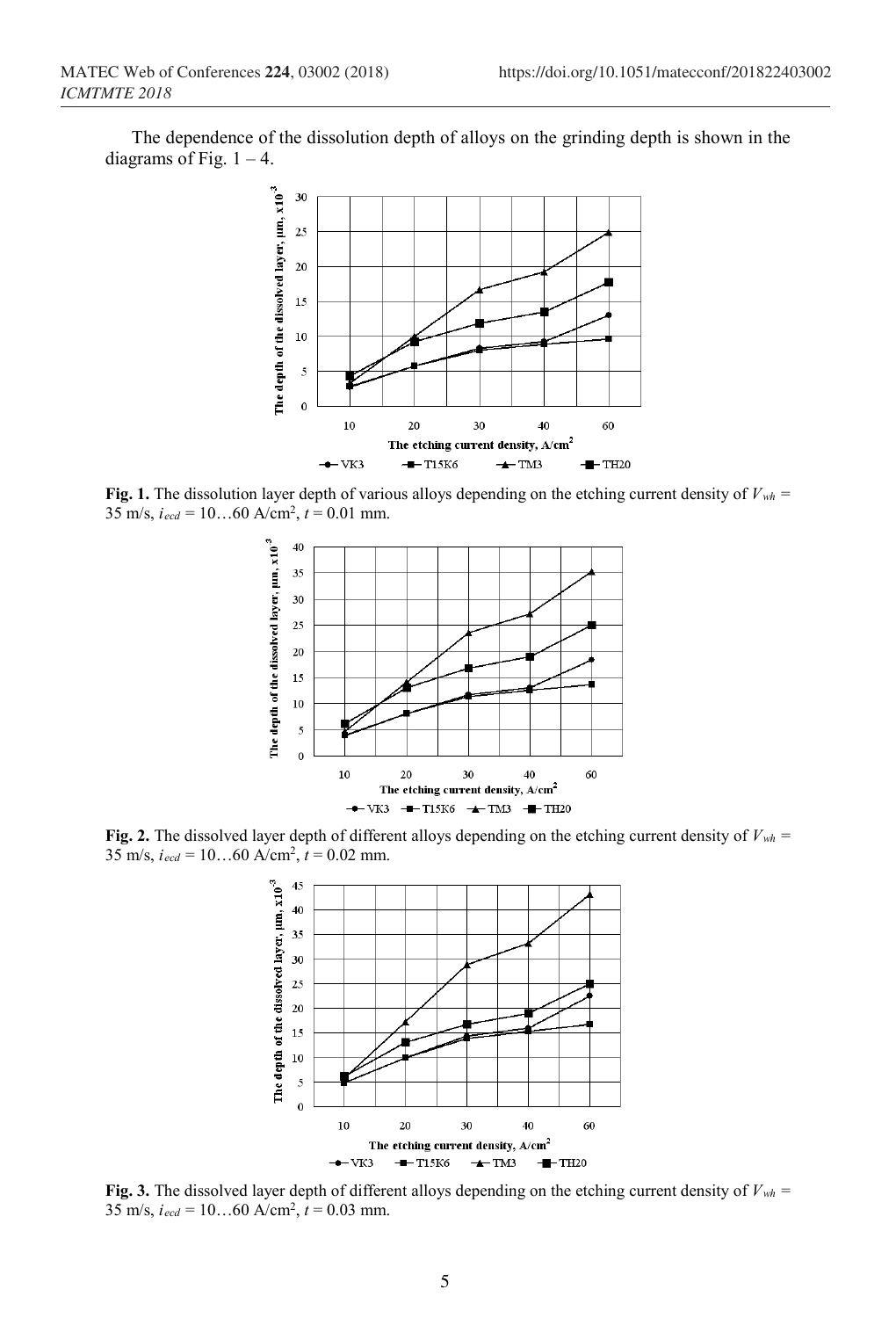The dependence of the dissolution depth of alloys on the grinding depth is shown in the diagrams of Fig. 1 – 4.

**Fig. 1.** The dissolution layer depth of various alloys depending on the etching current density of $V_{wh}$ = 35 m/s, $i_{ecd}$ = 10…60 A/cm$^2$, $t$ = 0.01 mm.

**Fig. 2.** The dissolved layer depth of different alloys depending on the etching current density of $V_{wh}$ = 35 m/s, $i_{ecd}$ = 10…60 A/cm$^2$, $t$ = 0.02 mm.

**Fig. 3.** The dissolved layer depth of different alloys depending on the etching current density of $V_{wh}$ = 35 m/s, $i_{ecd}$ = 10…60 A/cm$^2$, $t$ = 0.03 mm.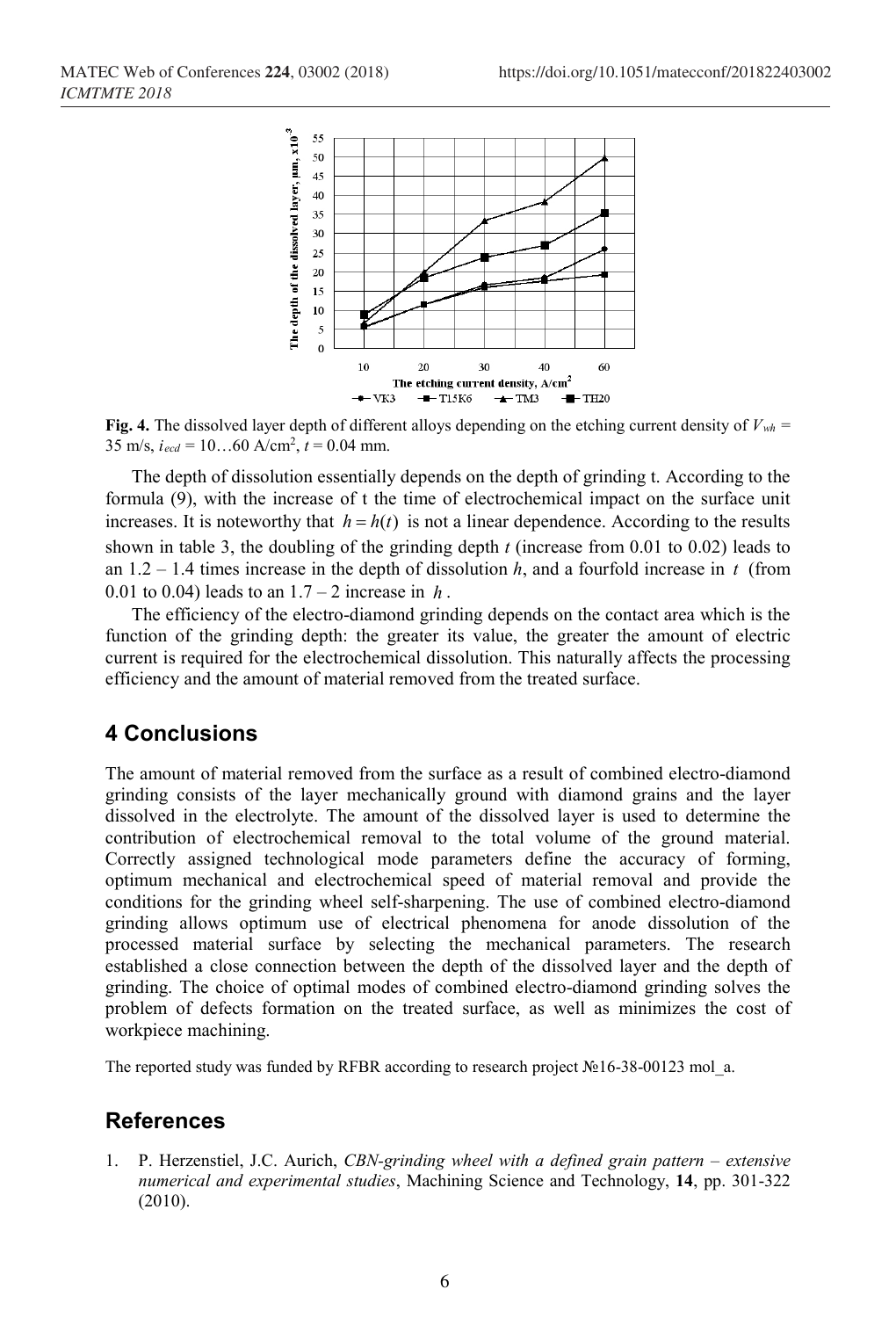**Fig. 4.** The dissolved layer depth of different alloys depending on the etching current density of $V_{wh}$ = 35 m/s, $i_{ecd}$ = 10…60 A/cm$^2$, $t$ = 0.04 mm.

The depth of dissolution essentially depends on the depth of grinding t. According to the formula (9), with the increase of t the time of electrochemical impact on the surface unit increases. It is noteworthy that $h = h(t)$ is not a linear dependence. According to the results shown in table 3, the doubling of the grinding depth $t$ (increase from 0.01 to 0.02) leads to an 1.2 – 1.4 times increase in the depth of dissolution $h$, and a fourfold increase in $t$ (from 0.01 to 0.04) leads to an 1.7 – 2 increase in $h$.

The efficiency of the electro-diamond grinding depends on the contact area which is the function of the grinding depth: the greater its value, the greater the amount of electric current is required for the electrochemical dissolution. This naturally affects the processing efficiency and the amount of material removed from the treated surface.

## 4 Conclusions

The amount of material removed from the surface as a result of combined electro-diamond grinding consists of the layer mechanically ground with diamond grains and the layer dissolved in the electrolyte. The amount of the dissolved layer is used to determine the contribution of electrochemical removal to the total volume of the ground material. Correctly assigned technological mode parameters define the accuracy of forming, optimum mechanical and electrochemical speed of material removal and provide the conditions for the grinding wheel self-sharpening. The use of combined electro-diamond grinding allows optimum use of electrical phenomena for anode dissolution of the processed material surface by selecting the mechanical parameters. The research established a close connection between the depth of the dissolved layer and the depth of grinding. The choice of optimal modes of combined electro-diamond grinding solves the problem of defects formation on the treated surface, as well as minimizes the cost of workpiece machining.

The reported study was funded by RFBR according to research project №16-38-00123 mol_a.

## References

1. P. Herzenstiel, J.C. Aurich, *CBN-grinding wheel with a defined grain pattern – extensive numerical and experimental studies*, Machining Science and Technology, **14**, pp. 301-322 (2010).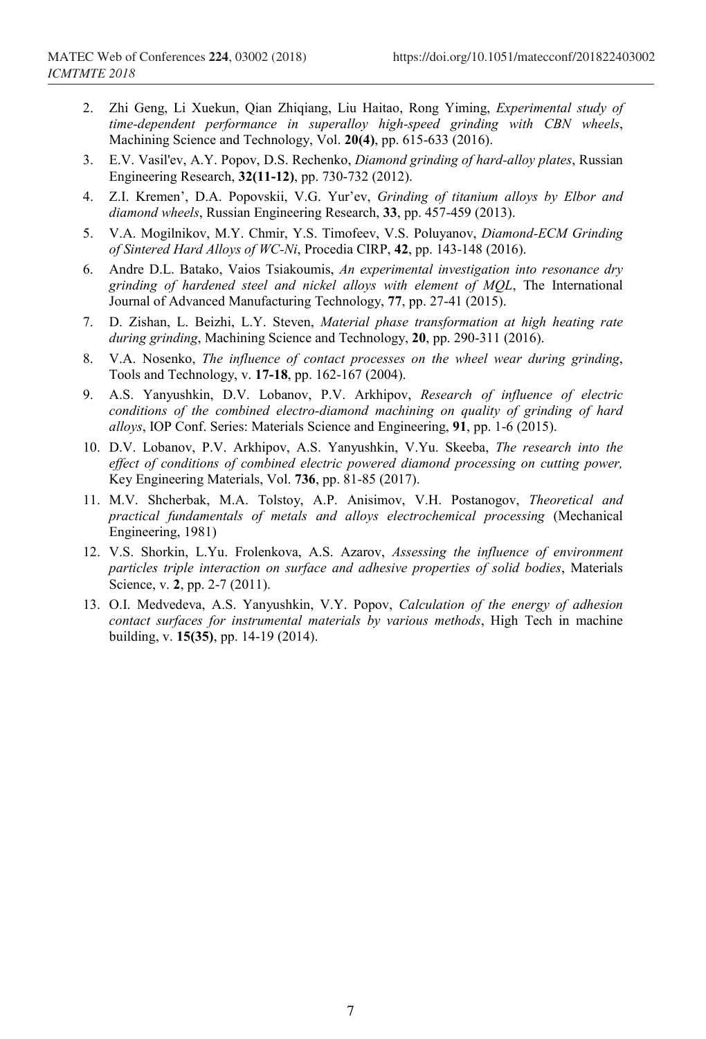2. Zhi Geng, Li Xuekun, Qian Zhiqiang, Liu Haitao, Rong Yiming, *Experimental study of time-dependent performance in superalloy high-speed grinding with CBN wheels*, Machining Science and Technology, Vol. **20(4)**, pp. 615-633 (2016).
3. E.V. Vasil'ev, A.Y. Popov, D.S. Rechenko, *Diamond grinding of hard-alloy plates*, Russian Engineering Research, **32(11-12)**, pp. 730-732 (2012).
4. Z.I. Kremen', D.A. Popovskii, V.G. Yur'ev, *Grinding of titanium alloys by Elbor and diamond wheels*, Russian Engineering Research, **33**, pp. 457-459 (2013).
5. V.A. Mogilnikov, M.Y. Chmir, Y.S. Timofeev, V.S. Poluyanov, *Diamond-ECM Grinding of Sintered Hard Alloys of WC-Ni*, Procedia CIRP, **42**, pp. 143-148 (2016).
6. Andre D.L. Batako, Vaios Tsiakoumis, *An experimental investigation into resonance dry grinding of hardened steel and nickel alloys with element of MQL*, The International Journal of Advanced Manufacturing Technology, **77**, pp. 27-41 (2015).
7. D. Zishan, L. Beizhi, L.Y. Steven, *Material phase transformation at high heating rate during grinding*, Machining Science and Technology, **20**, pp. 290-311 (2016).
8. V.A. Nosenko, *The influence of contact processes on the wheel wear during grinding*, Tools and Technology, v. **17-18**, pp. 162-167 (2004).
9. A.S. Yanyushkin, D.V. Lobanov, P.V. Arkhipov, *Research of influence of electric conditions of the combined electro-diamond machining on quality of grinding of hard alloys*, IOP Conf. Series: Materials Science and Engineering, **91**, pp. 1-6 (2015).
10. D.V. Lobanov, P.V. Arkhipov, A.S. Yanyushkin, V.Yu. Skeeba, *The research into the effect of conditions of combined electric powered diamond processing on cutting power,* Key Engineering Materials, Vol. **736**, pp. 81-85 (2017).
11. M.V. Shcherbak, M.A. Tolstoy, A.P. Anisimov, V.H. Postanogov, *Theoretical and practical fundamentals of metals and alloys electrochemical processing* (Mechanical Engineering, 1981)
12. V.S. Shorkin, L.Yu. Frolenkova, A.S. Azarov, *Assessing the influence of environment particles triple interaction on surface and adhesive properties of solid bodies*, Materials Science, v. **2**, pp. 2-7 (2011).
13. O.I. Medvedeva, A.S. Yanyushkin, V.Y. Popov, *Calculation of the energy of adhesion contact surfaces for instrumental materials by various methods*, High Tech in machine building, v. **15(35)**, pp. 14-19 (2014).